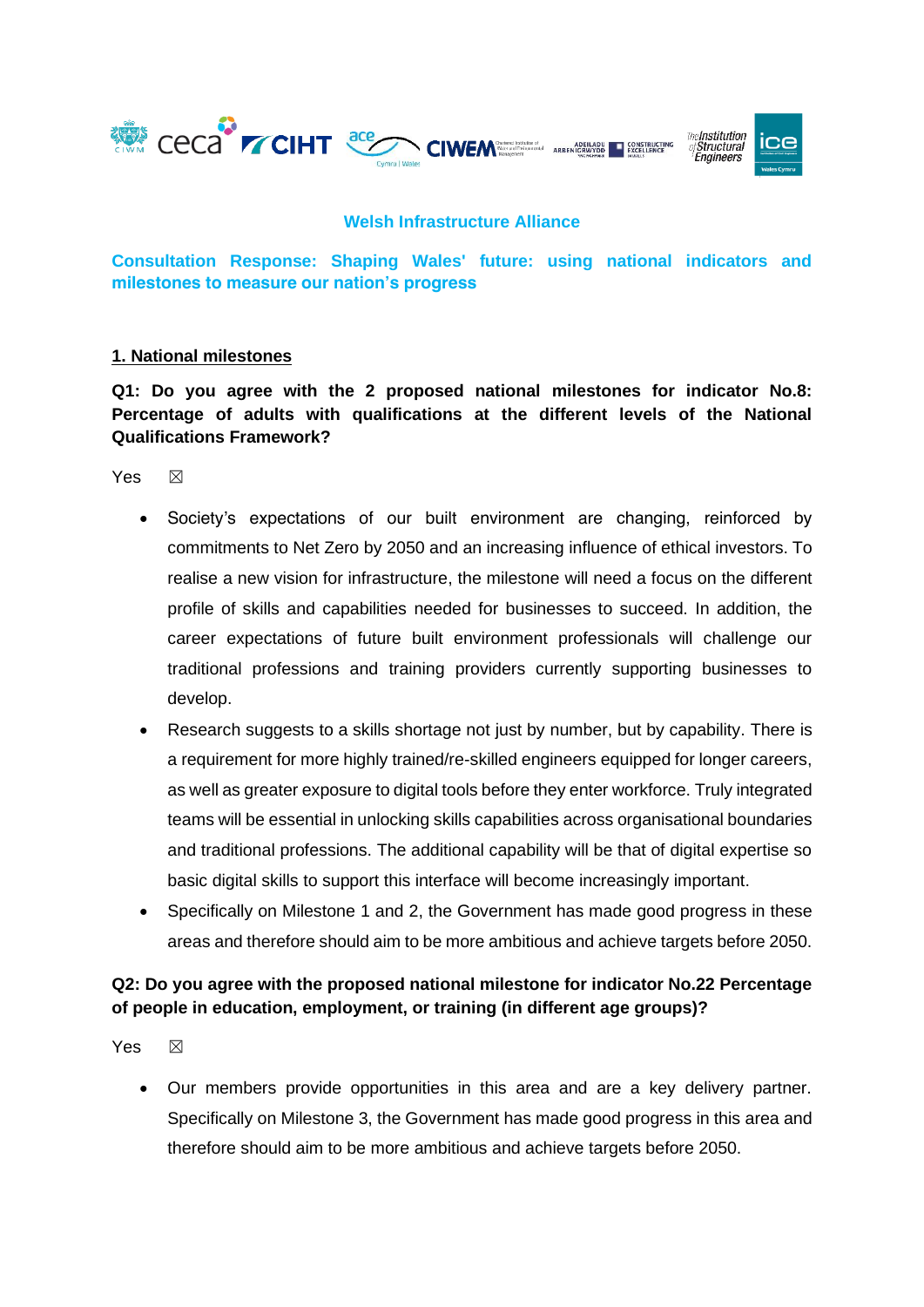## Welsh Infrastructure Alliance

## Consultation Response: Shaping Wales' future: using national indicators and milestones to measure our nation's progress

### 1. National milestones

**Q1: Do you agree with the 2 proposed national milestones for indicator No.8: Percentage of adults with qualifications at the different levels of the National Qualifications Framework?**

Yes ☒

- Society's expectations of our built environment are changing, reinforced by commitments to Net Zero by 2050 and an increasing influence of ethical investors. To realise a new vision for infrastructure, the milestone will need a focus on the different profile of skills and capabilities needed for businesses to succeed. In addition, the career expectations of future built environment professionals will challenge our traditional professions and training providers currently supporting businesses to develop.
- Research suggests to a skills shortage not just by number, but by capability. There is a requirement for more highly trained/re-skilled engineers equipped for longer careers, as well as greater exposure to digital tools before they enter workforce. Truly integrated teams will be essential in unlocking skills capabilities across organisational boundaries and traditional professions. The additional capability will be that of digital expertise so basic digital skills to support this interface will become increasingly important.
- Specifically on Milestone 1 and 2, the Government has made good progress in these areas and therefore should aim to be more ambitious and achieve targets before 2050.

**Q2: Do you agree with the proposed national milestone for indicator No.22 Percentage of people in education, employment, or training (in different age groups)?**

Yes ☒

- Our members provide opportunities in this area and are a key delivery partner. Specifically on Milestone 3, the Government has made good progress in this area and therefore should aim to be more ambitious and achieve targets before 2050.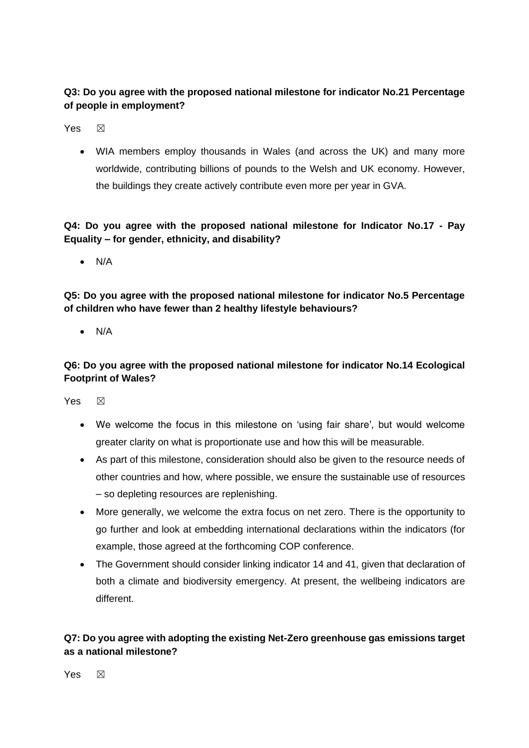**Q3: Do you agree with the proposed national milestone for indicator No.21 Percentage of people in employment?**

Yes ☒

- WIA members employ thousands in Wales (and across the UK) and many more worldwide, contributing billions of pounds to the Welsh and UK economy. However, the buildings they create actively contribute even more per year in GVA.

**Q4: Do you agree with the proposed national milestone for Indicator No.17 - Pay Equality – for gender, ethnicity, and disability?**

- N/A

**Q5: Do you agree with the proposed national milestone for indicator No.5 Percentage of children who have fewer than 2 healthy lifestyle behaviours?**

- N/A

**Q6: Do you agree with the proposed national milestone for indicator No.14 Ecological Footprint of Wales?**

Yes ☒

- We welcome the focus in this milestone on 'using fair share', but would welcome greater clarity on what is proportionate use and how this will be measurable.
- As part of this milestone, consideration should also be given to the resource needs of other countries and how, where possible, we ensure the sustainable use of resources – so depleting resources are replenishing.
- More generally, we welcome the extra focus on net zero. There is the opportunity to go further and look at embedding international declarations within the indicators (for example, those agreed at the forthcoming COP conference.
- The Government should consider linking indicator 14 and 41, given that declaration of both a climate and biodiversity emergency. At present, the wellbeing indicators are different.

**Q7: Do you agree with adopting the existing Net-Zero greenhouse gas emissions target as a national milestone?**

Yes ☒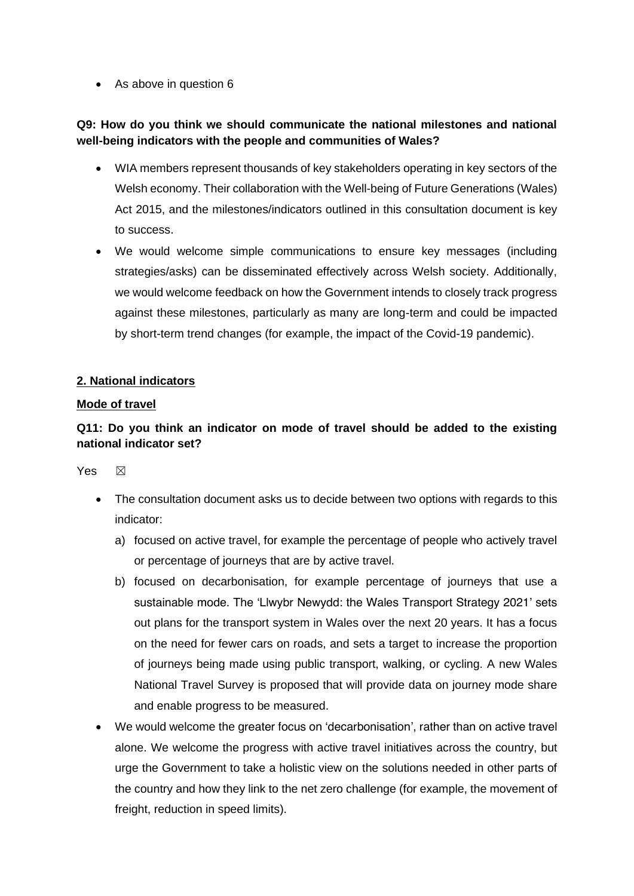- As above in question 6

**Q9: How do you think we should communicate the national milestones and national well-being indicators with the people and communities of Wales?**

- WIA members represent thousands of key stakeholders operating in key sectors of the Welsh economy. Their collaboration with the Well-being of Future Generations (Wales) Act 2015, and the milestones/indicators outlined in this consultation document is key to success.
- We would welcome simple communications to ensure key messages (including strategies/asks) can be disseminated effectively across Welsh society. Additionally, we would welcome feedback on how the Government intends to closely track progress against these milestones, particularly as many are long-term and could be impacted by short-term trend changes (for example, the impact of the Covid-19 pandemic).

**2. National indicators**

**Mode of travel**

**Q11: Do you think an indicator on mode of travel should be added to the existing national indicator set?**

Yes ☒

- The consultation document asks us to decide between two options with regards to this indicator:
  a) focused on active travel, for example the percentage of people who actively travel or percentage of journeys that are by active travel.
  b) focused on decarbonisation, for example percentage of journeys that use a sustainable mode. The 'Llwybr Newydd: the Wales Transport Strategy 2021' sets out plans for the transport system in Wales over the next 20 years. It has a focus on the need for fewer cars on roads, and sets a target to increase the proportion of journeys being made using public transport, walking, or cycling. A new Wales National Travel Survey is proposed that will provide data on journey mode share and enable progress to be measured.
- We would welcome the greater focus on 'decarbonisation', rather than on active travel alone. We welcome the progress with active travel initiatives across the country, but urge the Government to take a holistic view on the solutions needed in other parts of the country and how they link to the net zero challenge (for example, the movement of freight, reduction in speed limits).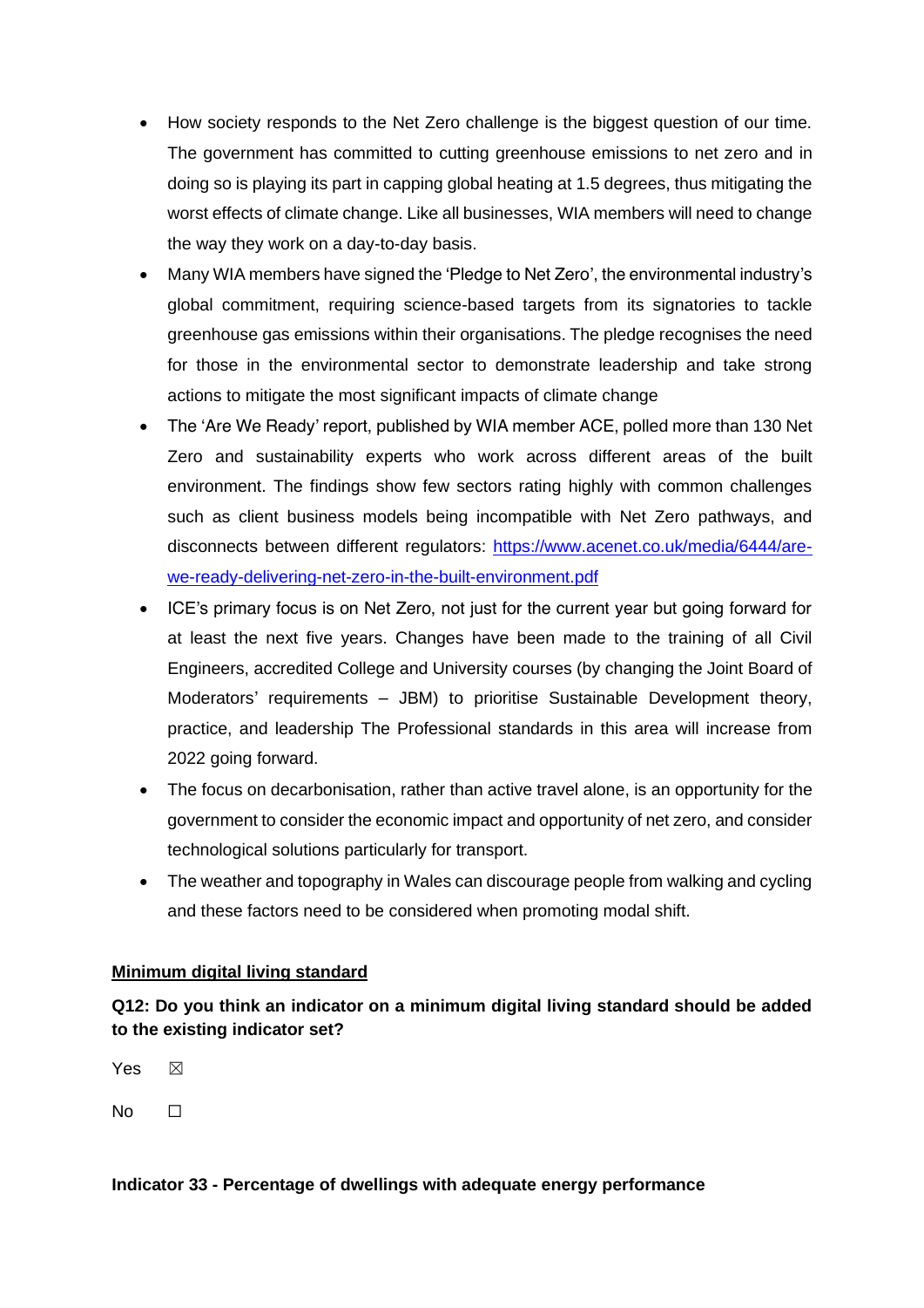- How society responds to the Net Zero challenge is the biggest question of our time. The government has committed to cutting greenhouse emissions to net zero and in doing so is playing its part in capping global heating at 1.5 degrees, thus mitigating the worst effects of climate change. Like all businesses, WIA members will need to change the way they work on a day-to-day basis.
- Many WIA members have signed the 'Pledge to Net Zero', the environmental industry's global commitment, requiring science-based targets from its signatories to tackle greenhouse gas emissions within their organisations. The pledge recognises the need for those in the environmental sector to demonstrate leadership and take strong actions to mitigate the most significant impacts of climate change
- The 'Are We Ready' report, published by WIA member ACE, polled more than 130 Net Zero and sustainability experts who work across different areas of the built environment. The findings show few sectors rating highly with common challenges such as client business models being incompatible with Net Zero pathways, and disconnects between different regulators: [https://www.acenet.co.uk/media/6444/are-we-ready-delivering-net-zero-in-the-built-environment.pdf](https://www.acenet.co.uk/media/6444/are-we-ready-delivering-net-zero-in-the-built-environment.pdf)
- ICE's primary focus is on Net Zero, not just for the current year but going forward for at least the next five years. Changes have been made to the training of all Civil Engineers, accredited College and University courses (by changing the Joint Board of Moderators' requirements – JBM) to prioritise Sustainable Development theory, practice, and leadership The Professional standards in this area will increase from 2022 going forward.
- The focus on decarbonisation, rather than active travel alone, is an opportunity for the government to consider the economic impact and opportunity of net zero, and consider technological solutions particularly for transport.
- The weather and topography in Wales can discourage people from walking and cycling and these factors need to be considered when promoting modal shift.

<u>**Minimum digital living standard**</u>

**Q12: Do you think an indicator on a minimum digital living standard should be added to the existing indicator set?**

Yes ☒

No ☐

**Indicator 33 - Percentage of dwellings with adequate energy performance**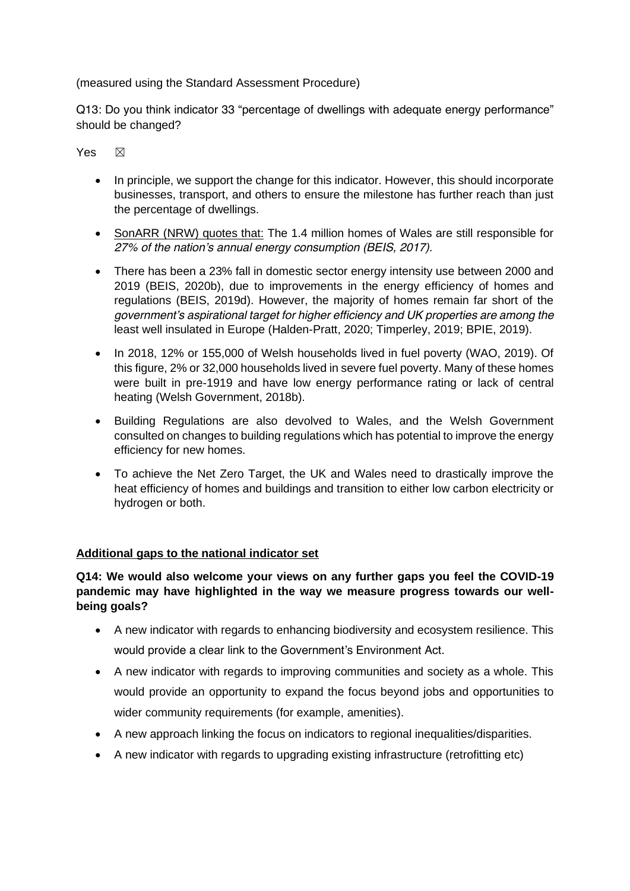(measured using the Standard Assessment Procedure)

Q13: Do you think indicator 33 "percentage of dwellings with adequate energy performance" should be changed?

Yes ☒

- In principle, we support the change for this indicator. However, this should incorporate businesses, transport, and others to ensure the milestone has further reach than just the percentage of dwellings.
- <u>SonARR (NRW) quotes that:</u> The 1.4 million homes of Wales are still responsible for *27% of the nation's annual energy consumption (BEIS, 2017).*
- There has been a 23% fall in domestic sector energy intensity use between 2000 and 2019 (BEIS, 2020b), due to improvements in the energy efficiency of homes and regulations (BEIS, 2019d). However, the majority of homes remain far short of the *government's aspirational target for higher efficiency and UK properties are among the* least well insulated in Europe (Halden-Pratt, 2020; Timperley, 2019; BPIE, 2019).
- In 2018, 12% or 155,000 of Welsh households lived in fuel poverty (WAO, 2019). Of this figure, 2% or 32,000 households lived in severe fuel poverty. Many of these homes were built in pre-1919 and have low energy performance rating or lack of central heating (Welsh Government, 2018b).
- Building Regulations are also devolved to Wales, and the Welsh Government consulted on changes to building regulations which has potential to improve the energy efficiency for new homes.
- To achieve the Net Zero Target, the UK and Wales need to drastically improve the heat efficiency of homes and buildings and transition to either low carbon electricity or hydrogen or both.

**<u>Additional gaps to the national indicator set</u>**

**Q14: We would also welcome your views on any further gaps you feel the COVID-19 pandemic may have highlighted in the way we measure progress towards our well-being goals?**

- A new indicator with regards to enhancing biodiversity and ecosystem resilience. This would provide a clear link to the Government's Environment Act.
- A new indicator with regards to improving communities and society as a whole. This would provide an opportunity to expand the focus beyond jobs and opportunities to wider community requirements (for example, amenities).
- A new approach linking the focus on indicators to regional inequalities/disparities.
- A new indicator with regards to upgrading existing infrastructure (retrofitting etc)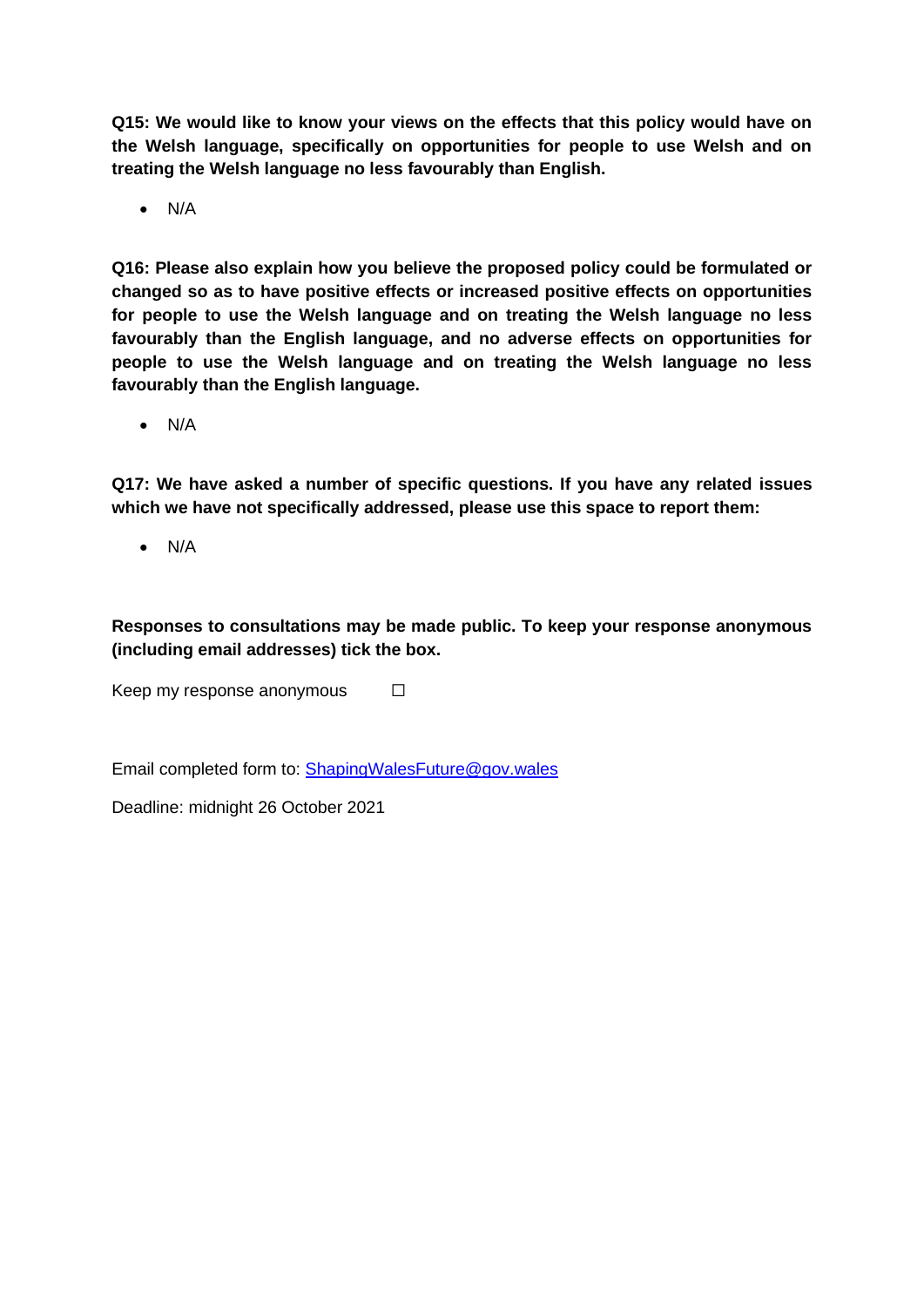**Q15: We would like to know your views on the effects that this policy would have on the Welsh language, specifically on opportunities for people to use Welsh and on treating the Welsh language no less favourably than English.**

- N/A

**Q16: Please also explain how you believe the proposed policy could be formulated or changed so as to have positive effects or increased positive effects on opportunities for people to use the Welsh language and on treating the Welsh language no less favourably than the English language, and no adverse effects on opportunities for people to use the Welsh language and on treating the Welsh language no less favourably than the English language.**

- N/A

**Q17: We have asked a number of specific questions. If you have any related issues which we have not specifically addressed, please use this space to report them:**

- N/A

**Responses to consultations may be made public. To keep your response anonymous (including email addresses) tick the box.**

Keep my response anonymous ☐

Email completed form to: ShapingWalesFuture@gov.wales

Deadline: midnight 26 October 2021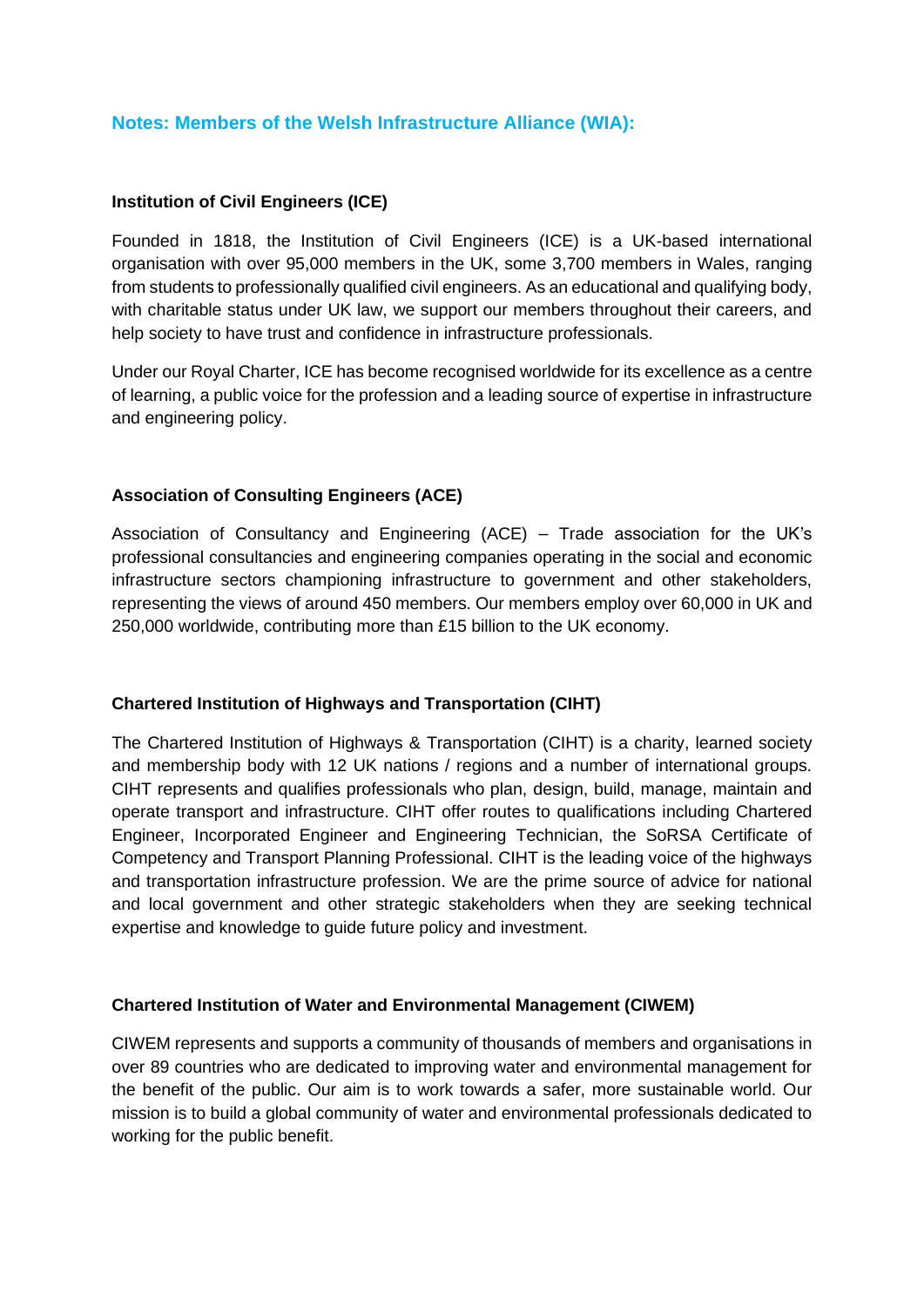## Notes: Members of the Welsh Infrastructure Alliance (WIA):

### Institution of Civil Engineers (ICE)

Founded in 1818, the Institution of Civil Engineers (ICE) is a UK-based international organisation with over 95,000 members in the UK, some 3,700 members in Wales, ranging from students to professionally qualified civil engineers. As an educational and qualifying body, with charitable status under UK law, we support our members throughout their careers, and help society to have trust and confidence in infrastructure professionals.

Under our Royal Charter, ICE has become recognised worldwide for its excellence as a centre of learning, a public voice for the profession and a leading source of expertise in infrastructure and engineering policy.

### Association of Consulting Engineers (ACE)

Association of Consultancy and Engineering (ACE) – Trade association for the UK's professional consultancies and engineering companies operating in the social and economic infrastructure sectors championing infrastructure to government and other stakeholders, representing the views of around 450 members. Our members employ over 60,000 in UK and 250,000 worldwide, contributing more than £15 billion to the UK economy.

### Chartered Institution of Highways and Transportation (CIHT)

The Chartered Institution of Highways & Transportation (CIHT) is a charity, learned society and membership body with 12 UK nations / regions and a number of international groups. CIHT represents and qualifies professionals who plan, design, build, manage, maintain and operate transport and infrastructure. CIHT offer routes to qualifications including Chartered Engineer, Incorporated Engineer and Engineering Technician, the SoRSA Certificate of Competency and Transport Planning Professional. CIHT is the leading voice of the highways and transportation infrastructure profession. We are the prime source of advice for national and local government and other strategic stakeholders when they are seeking technical expertise and knowledge to guide future policy and investment.

### Chartered Institution of Water and Environmental Management (CIWEM)

CIWEM represents and supports a community of thousands of members and organisations in over 89 countries who are dedicated to improving water and environmental management for the benefit of the public. Our aim is to work towards a safer, more sustainable world. Our mission is to build a global community of water and environmental professionals dedicated to working for the public benefit.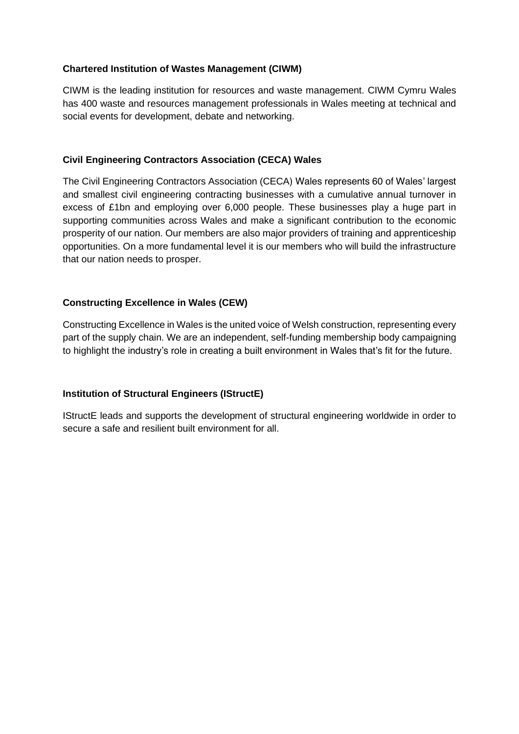**Chartered Institution of Wastes Management (CIWM)**

CIWM is the leading institution for resources and waste management. CIWM Cymru Wales has 400 waste and resources management professionals in Wales meeting at technical and social events for development, debate and networking.

**Civil Engineering Contractors Association (CECA) Wales**

The Civil Engineering Contractors Association (CECA) Wales represents 60 of Wales' largest and smallest civil engineering contracting businesses with a cumulative annual turnover in excess of £1bn and employing over 6,000 people. These businesses play a huge part in supporting communities across Wales and make a significant contribution to the economic prosperity of our nation. Our members are also major providers of training and apprenticeship opportunities. On a more fundamental level it is our members who will build the infrastructure that our nation needs to prosper.

**Constructing Excellence in Wales (CEW)**

Constructing Excellence in Wales is the united voice of Welsh construction, representing every part of the supply chain. We are an independent, self-funding membership body campaigning to highlight the industry's role in creating a built environment in Wales that's fit for the future.

**Institution of Structural Engineers (IStructE)**

IStructE leads and supports the development of structural engineering worldwide in order to secure a safe and resilient built environment for all.